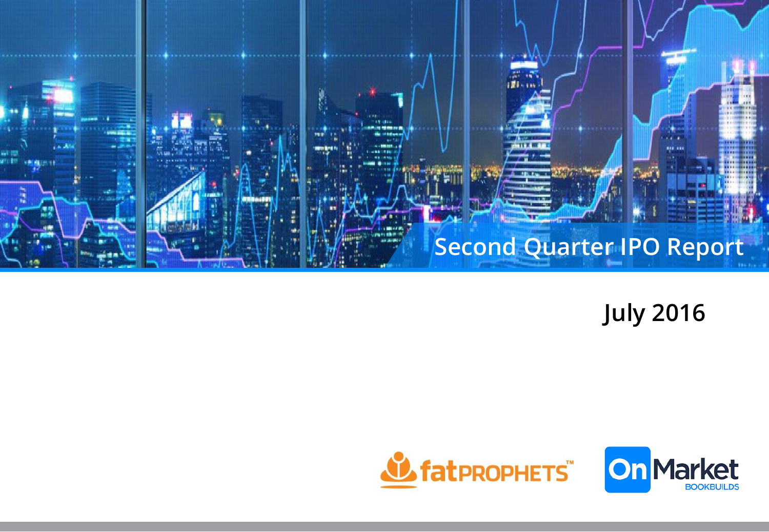# Second Quarter IPO Report

## July 2016

fatPROPHETS™

OnMarket BOOKBUILDS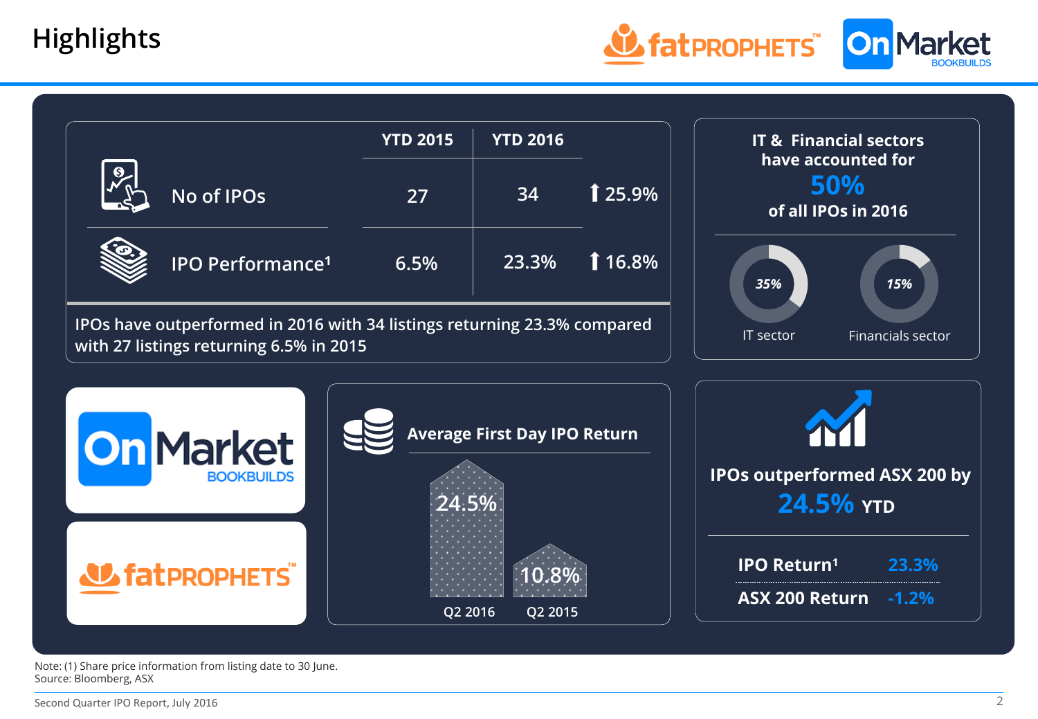# Highlights

| | YTD 2015 | YTD 2016 | |
|---|---|---|---|
| No of IPOs | 27 | 34 | ⬆ 25.9% |
| IPO Performance[1] | 6.5% | 23.3% | ⬆ 16.8% |

IPOs have outperformed in 2016 with 34 listings returning 23.3% compared with 27 listings returning 6.5% in 2015

**IT & Financial sectors have accounted for 50% of all IPOs in 2016**

- 35% IT sector
- 15% Financials sector

OnMarket BOOKBUILDS

fatPROPHETS™

**Average First Day IPO Return**

| Q2 2016 | Q2 2015 |
|---|---|
| 24.5% | 10.8% |

**IPOs outperformed ASX 200 by 24.5% YTD**

| | |
|---|---|
| **IPO Return[1]** | 23.3% |
| **ASX 200 Return** | -1.2% |

Note: (1) Share price information from listing date to 30 June.
Source: Bloomberg, ASX

Second Quarter IPO Report, July 2016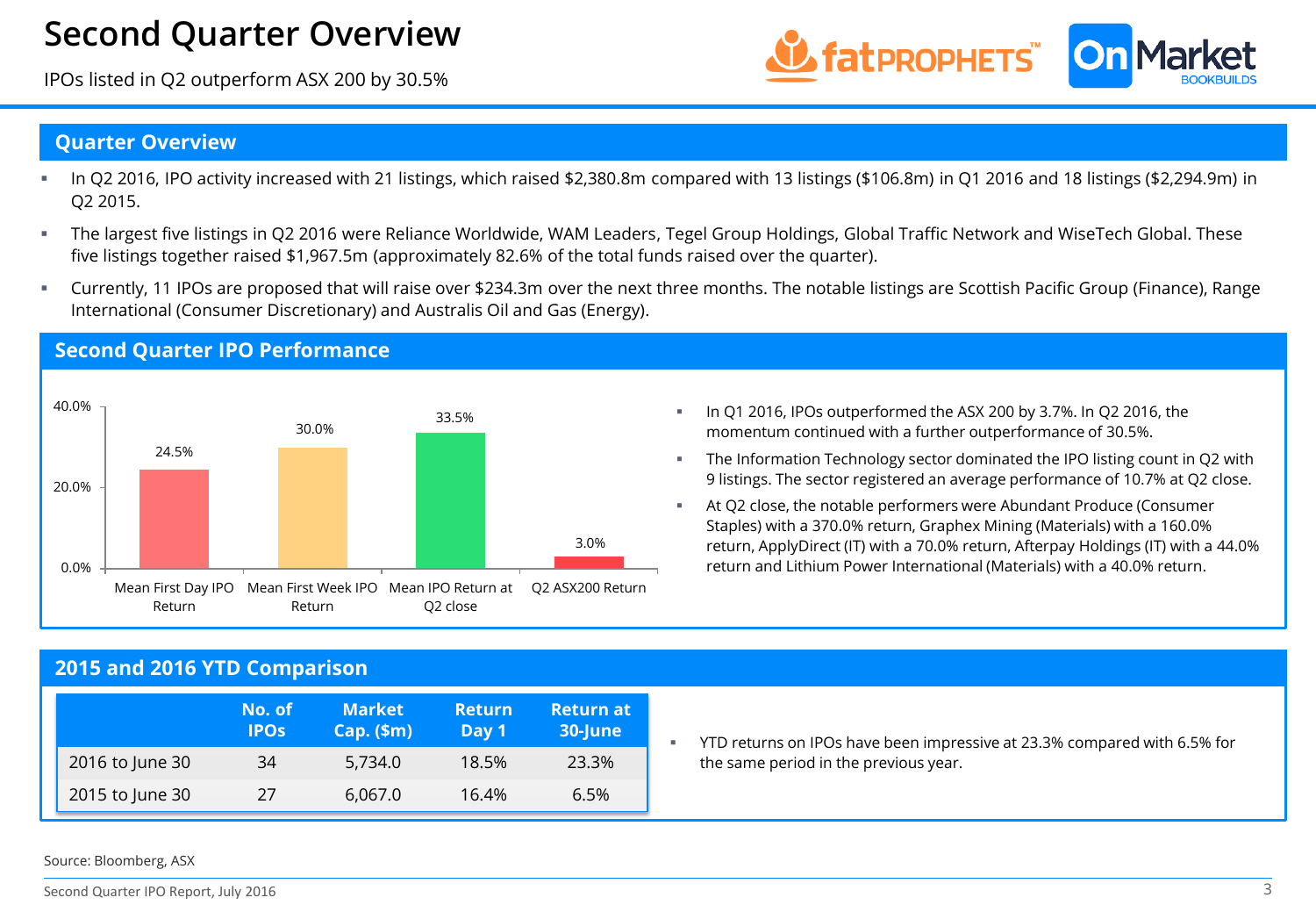# Second Quarter Overview

IPOs listed in Q2 outperform ASX 200 by 30.5%

## Quarter Overview

- In Q2 2016, IPO activity increased with 21 listings, which raised $2,380.8m compared with 13 listings ($106.8m) in Q1 2016 and 18 listings ($2,294.9m) in Q2 2015.
- The largest five listings in Q2 2016 were Reliance Worldwide, WAM Leaders, Tegel Group Holdings, Global Traffic Network and WiseTech Global. These five listings together raised $1,967.5m (approximately 82.6% of the total funds raised over the quarter).
- Currently, 11 IPOs are proposed that will raise over $234.3m over the next three months. The notable listings are Scottish Pacific Group (Finance), Range International (Consumer Discretionary) and Australis Oil and Gas (Energy).

## Second Quarter IPO Performance

| Measure | Return |
|---|---|
| Mean First Day IPO Return | 24.5% |
| Mean First Week IPO Return | 30.0% |
| Mean IPO Return at Q2 close | 33.5% |
| Q2 ASX200 Return | 3.0% |

- In Q1 2016, IPOs outperformed the ASX 200 by 3.7%. In Q2 2016, the momentum continued with a further outperformance of 30.5%.
- The Information Technology sector dominated the IPO listing count in Q2 with 9 listings. The sector registered an average performance of 10.7% at Q2 close.
- At Q2 close, the notable performers were Abundant Produce (Consumer Staples) with a 370.0% return, Graphex Mining (Materials) with a 160.0% return, ApplyDirect (IT) with a 70.0% return, Afterpay Holdings (IT) with a 44.0% return and Lithium Power International (Materials) with a 40.0% return.

## 2015 and 2016 YTD Comparison

| | No. of IPOs | Market Cap. ($m) | Return Day 1 | Return at 30-June |
|---|---|---|---|---|
| 2016 to June 30 | 34 | 5,734.0 | 18.5% | 23.3% |
| 2015 to June 30 | 27 | 6,067.0 | 16.4% | 6.5% |

- YTD returns on IPOs have been impressive at 23.3% compared with 6.5% for the same period in the previous year.

Source: Bloomberg, ASX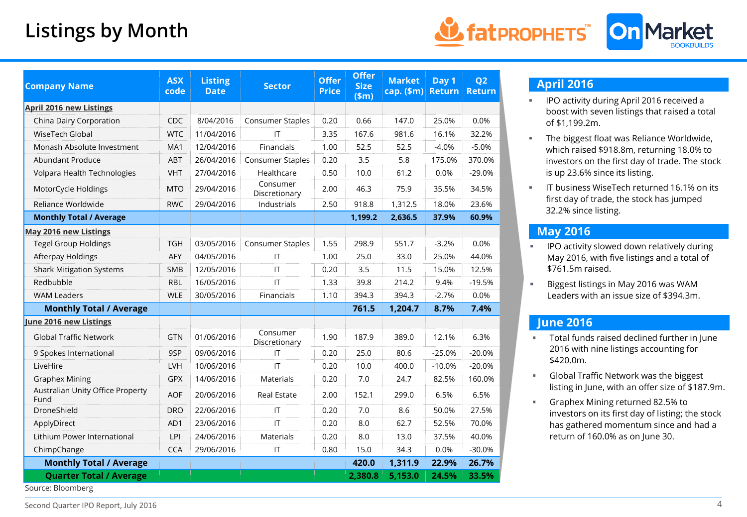# Listings by Month

| Company Name | ASX code | Listing Date | Sector | Offer Price | Offer Size ($m) | Market cap. ($m) | Day 1 Return | Q2 Return |
|---|---|---|---|---|---|---|---|---|
| **April 2016 new Listings** | | | | | | | | |
| China Dairy Corporation | CDC | 8/04/2016 | Consumer Staples | 0.20 | 0.66 | 147.0 | 25.0% | 0.0% |
| WiseTech Global | WTC | 11/04/2016 | IT | 3.35 | 167.6 | 981.6 | 16.1% | 32.2% |
| Monash Absolute Investment | MA1 | 12/04/2016 | Financials | 1.00 | 52.5 | 52.5 | -4.0% | -5.0% |
| Abundant Produce | ABT | 26/04/2016 | Consumer Staples | 0.20 | 3.5 | 5.8 | 175.0% | 370.0% |
| Volpara Health Technologies | VHT | 27/04/2016 | Healthcare | 0.50 | 10.0 | 61.2 | 0.0% | -29.0% |
| MotorCycle Holdings | MTO | 29/04/2016 | Consumer Discretionary | 2.00 | 46.3 | 75.9 | 35.5% | 34.5% |
| Reliance Worldwide | RWC | 29/04/2016 | Industrials | 2.50 | 918.8 | 1,312.5 | 18.0% | 23.6% |
| **Monthly Total / Average** | | | | | **1,199.2** | **2,636.5** | **37.9%** | **60.9%** |
| **May 2016 new Listings** | | | | | | | | |
| Tegel Group Holdings | TGH | 03/05/2016 | Consumer Staples | 1.55 | 298.9 | 551.7 | -3.2% | 0.0% |
| Afterpay Holdings | AFY | 04/05/2016 | IT | 1.00 | 25.0 | 33.0 | 25.0% | 44.0% |
| Shark Mitigation Systems | SMB | 12/05/2016 | IT | 0.20 | 3.5 | 11.5 | 15.0% | 12.5% |
| Redbubble | RBL | 16/05/2016 | IT | 1.33 | 39.8 | 214.2 | 9.4% | -19.5% |
| WAM Leaders | WLE | 30/05/2016 | Financials | 1.10 | 394.3 | 394.3 | -2.7% | 0.0% |
| **Monthly Total / Average** | | | | | **761.5** | **1,204.7** | **8.7%** | **7.4%** |
| **June 2016 new Listings** | | | | | | | | |
| Global Traffic Network | GTN | 01/06/2016 | Consumer Discretionary | 1.90 | 187.9 | 389.0 | 12.1% | 6.3% |
| 9 Spokes International | 9SP | 09/06/2016 | IT | 0.20 | 25.0 | 80.6 | -25.0% | -20.0% |
| LiveHire | LVH | 10/06/2016 | IT | 0.20 | 10.0 | 400.0 | -10.0% | -20.0% |
| Graphex Mining | GPX | 14/06/2016 | Materials | 0.20 | 7.0 | 24.7 | 82.5% | 160.0% |
| Australian Unity Office Property Fund | AOF | 20/06/2016 | Real Estate | 2.00 | 152.1 | 299.0 | 6.5% | 6.5% |
| DroneShield | DRO | 22/06/2016 | IT | 0.20 | 7.0 | 8.6 | 50.0% | 27.5% |
| ApplyDirect | AD1 | 23/06/2016 | IT | 0.20 | 8.0 | 62.7 | 52.5% | 70.0% |
| Lithium Power International | LPI | 24/06/2016 | Materials | 0.20 | 8.0 | 13.0 | 37.5% | 40.0% |
| ChimpChange | CCA | 29/06/2016 | IT | 0.80 | 15.0 | 34.3 | 0.0% | -30.0% |
| **Monthly Total / Average** | | | | | **420.0** | **1,311.9** | **22.9%** | **26.7%** |
| **Quarter Total / Average** | | | | | **2,380.8** | **5,153.0** | **24.5%** | **33.5%** |

Source: Bloomberg

## April 2016

- IPO activity during April 2016 received a boost with seven listings that raised a total of $1,199.2m.
- The biggest float was Reliance Worldwide, which raised $918.8m, returning 18.0% to investors on the first day of trade. The stock is up 23.6% since its listing.
- IT business WiseTech returned 16.1% on its first day of trade, the stock has jumped 32.2% since listing.

## May 2016

- IPO activity slowed down relatively during May 2016, with five listings and a total of $761.5m raised.
- Biggest listings in May 2016 was WAM Leaders with an issue size of $394.3m.

## June 2016

- Total funds raised declined further in June 2016 with nine listings accounting for $420.0m.
- Global Traffic Network was the biggest listing in June, with an offer size of $187.9m.
- Graphex Mining returned 82.5% to investors on its first day of listing; the stock has gathered momentum since and had a return of 160.0% as on June 30.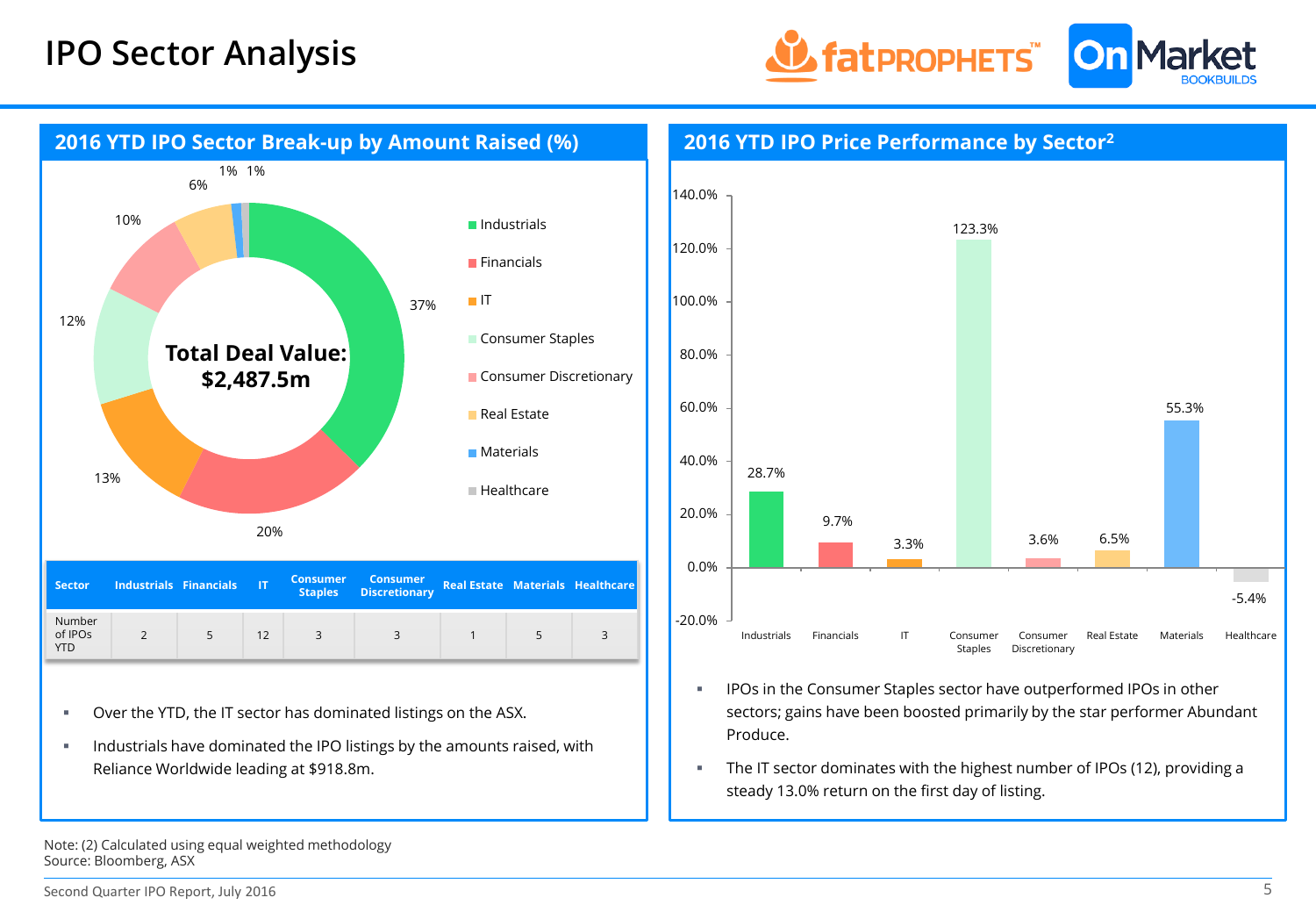# IPO Sector Analysis

## 2016 YTD IPO Sector Break-up by Amount Raised (%)

Total Deal Value: $2,487.5m

| Sector | % |
|---|---|
| Industrials | 37% |
| Financials | 20% |
| IT | 13% |
| Consumer Staples | 12% |
| Consumer Discretionary | 10% |
| Real Estate | 6% |
| Materials | 1% |
| Healthcare | 1% |

| Sector | Industrials | Financials | IT | Consumer Staples | Consumer Discretionary | Real Estate | Materials | Healthcare |
|---|---|---|---|---|---|---|---|---|
| Number of IPOs YTD | 2 | 5 | 12 | 3 | 3 | 1 | 5 | 3 |

- Over the YTD, the IT sector has dominated listings on the ASX.
- Industrials have dominated the IPO listings by the amounts raised, with Reliance Worldwide leading at $918.8m.

## 2016 YTD IPO Price Performance by Sector[2]

| Sector | Price Performance |
|---|---|
| Industrials | 28.7% |
| Financials | 9.7% |
| IT | 3.3% |
| Consumer Staples | 123.3% |
| Consumer Discretionary | 3.6% |
| Real Estate | 6.5% |
| Materials | 55.3% |
| Healthcare | -5.4% |

- IPOs in the Consumer Staples sector have outperformed IPOs in other sectors; gains have been boosted primarily by the star performer Abundant Produce.
- The IT sector dominates with the highest number of IPOs (12), providing a steady 13.0% return on the first day of listing.

Note: (2) Calculated using equal weighted methodology
Source: Bloomberg, ASX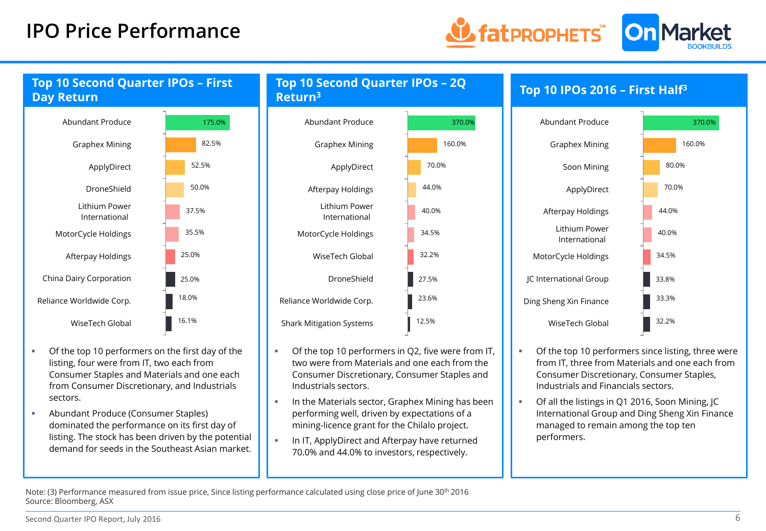# IPO Price Performance

## Top 10 Second Quarter IPOs – First Day Return

| Company | First Day Return |
|---|---|
| Abundant Produce | 175.0% |
| Graphex Mining | 82.5% |
| ApplyDirect | 52.5% |
| DroneShield | 50.0% |
| Lithium Power International | 37.5% |
| MotorCycle Holdings | 35.5% |
| Afterpay Holdings | 25.0% |
| China Dairy Corporation | 25.0% |
| Reliance Worldwide Corp. | 18.0% |
| WiseTech Global | 16.1% |

- Of the top 10 performers on the first day of the listing, four were from IT, two each from Consumer Staples and Materials and one each from Consumer Discretionary, and Industrials sectors.
- Abundant Produce (Consumer Staples) dominated the performance on its first day of listing. The stock has been driven by the potential demand for seeds in the Southeast Asian market.

## Top 10 Second Quarter IPOs – 2Q Return[3]

| Company | 2Q Return |
|---|---|
| Abundant Produce | 370.0% |
| Graphex Mining | 160.0% |
| ApplyDirect | 70.0% |
| Afterpay Holdings | 44.0% |
| Lithium Power International | 40.0% |
| MotorCycle Holdings | 34.5% |
| WiseTech Global | 32.2% |
| DroneShield | 27.5% |
| Reliance Worldwide Corp. | 23.6% |
| Shark Mitigation Systems | 12.5% |

- Of the top 10 performers in Q2, five were from IT, two were from Materials and one each from the Consumer Discretionary, Consumer Staples and Industrials sectors.
- In the Materials sector, Graphex Mining has been performing well, driven by expectations of a mining-licence grant for the Chilalo project.
- In IT, ApplyDirect and Afterpay have returned 70.0% and 44.0% to investors, respectively.

## Top 10 IPOs 2016 – First Half[3]

| Company | Return |
|---|---|
| Abundant Produce | 370.0% |
| Graphex Mining | 160.0% |
| Soon Mining | 80.0% |
| ApplyDirect | 70.0% |
| Afterpay Holdings | 44.0% |
| Lithium Power International | 40.0% |
| MotorCycle Holdings | 34.5% |
| JC International Group | 33.8% |
| Ding Sheng Xin Finance | 33.3% |
| WiseTech Global | 32.2% |

- Of the top 10 performers since listing, three were from IT, three from Materials and one each from Consumer Discretionary, Consumer Staples, Industrials and Financials sectors.
- Of all the listings in Q1 2016, Soon Mining, JC International Group and Ding Sheng Xin Finance managed to remain among the top ten performers.

Note: (3) Performance measured from issue price, Since listing performance calculated using close price of June 30th 2016
Source: Bloomberg, ASX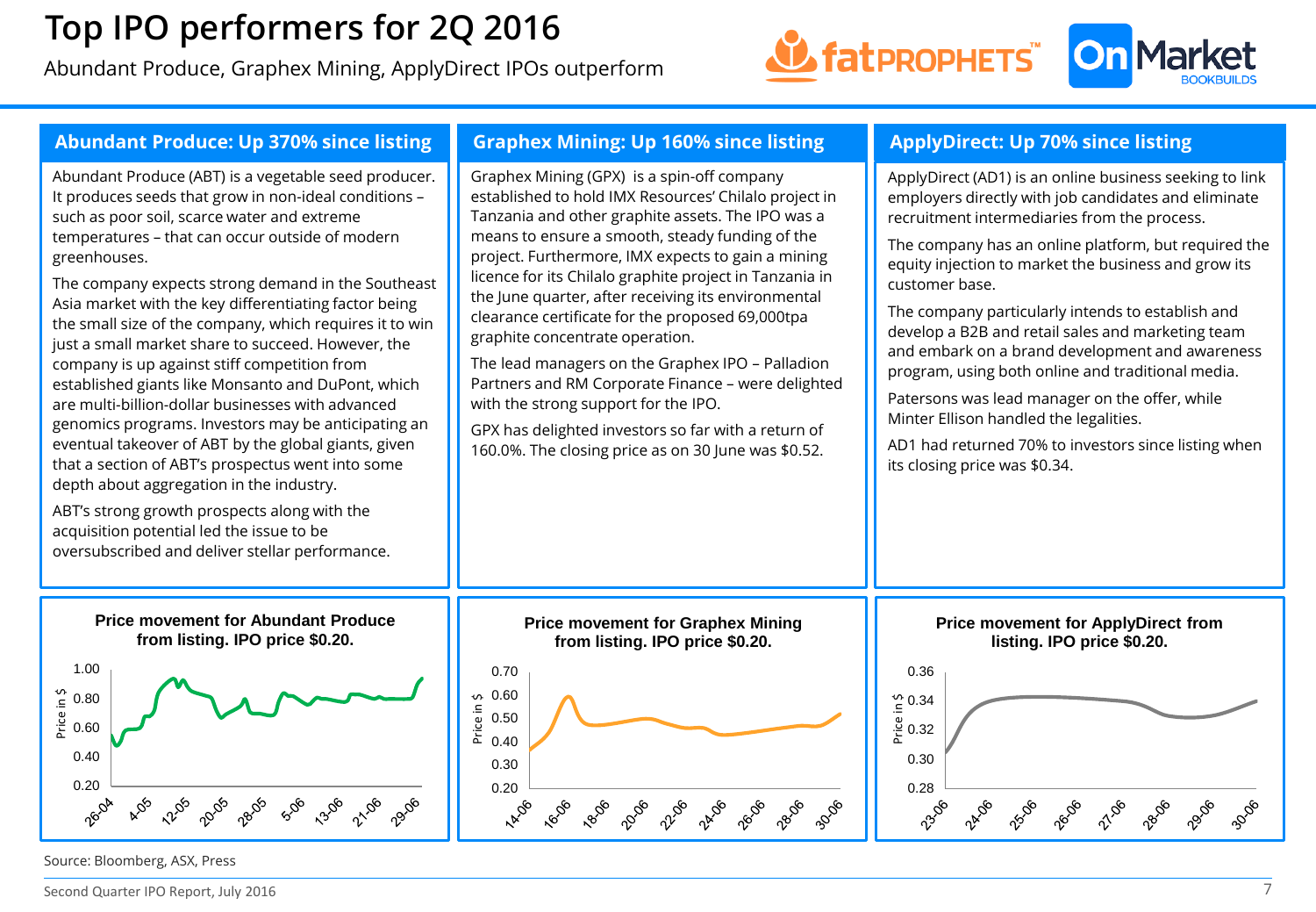# Top IPO performers for 2Q 2016

Abundant Produce, Graphex Mining, ApplyDirect IPOs outperform

## Abundant Produce: Up 370% since listing

Abundant Produce (ABT) is a vegetable seed producer. It produces seeds that grow in non-ideal conditions – such as poor soil, scarce water and extreme temperatures – that can occur outside of modern greenhouses.

The company expects strong demand in the Southeast Asia market with the key differentiating factor being the small size of the company, which requires it to win just a small market share to succeed. However, the company is up against stiff competition from established giants like Monsanto and DuPont, which are multi-billion-dollar businesses with advanced genomics programs. Investors may be anticipating an eventual takeover of ABT by the global giants, given that a section of ABT's prospectus went into some depth about aggregation in the industry.

ABT's strong growth prospects along with the acquisition potential led the issue to be oversubscribed and deliver stellar performance.

**Price movement for Abundant Produce from listing. IPO price $0.20.**

## Graphex Mining: Up 160% since listing

Graphex Mining (GPX) is a spin-off company established to hold IMX Resources' Chilalo project in Tanzania and other graphite assets. The IPO was a means to ensure a smooth, steady funding of the project. Furthermore, IMX expects to gain a mining licence for its Chilalo graphite project in Tanzania in the June quarter, after receiving its environmental clearance certificate for the proposed 69,000tpa graphite concentrate operation.

The lead managers on the Graphex IPO – Palladion Partners and RM Corporate Finance – were delighted with the strong support for the IPO.

GPX has delighted investors so far with a return of 160.0%. The closing price as on 30 June was $0.52.

**Price movement for Graphex Mining from listing. IPO price $0.20.**

## ApplyDirect: Up 70% since listing

ApplyDirect (AD1) is an online business seeking to link employers directly with job candidates and eliminate recruitment intermediaries from the process.

The company has an online platform, but required the equity injection to market the business and grow its customer base.

The company particularly intends to establish and develop a B2B and retail sales and marketing team and embark on a brand development and awareness program, using both online and traditional media.

Patersons was lead manager on the offer, while Minter Ellison handled the legalities.

AD1 had returned 70% to investors since listing when its closing price was $0.34.

**Price movement for ApplyDirect from listing. IPO price $0.20.**

Source: Bloomberg, ASX, Press

Second Quarter IPO Report, July 2016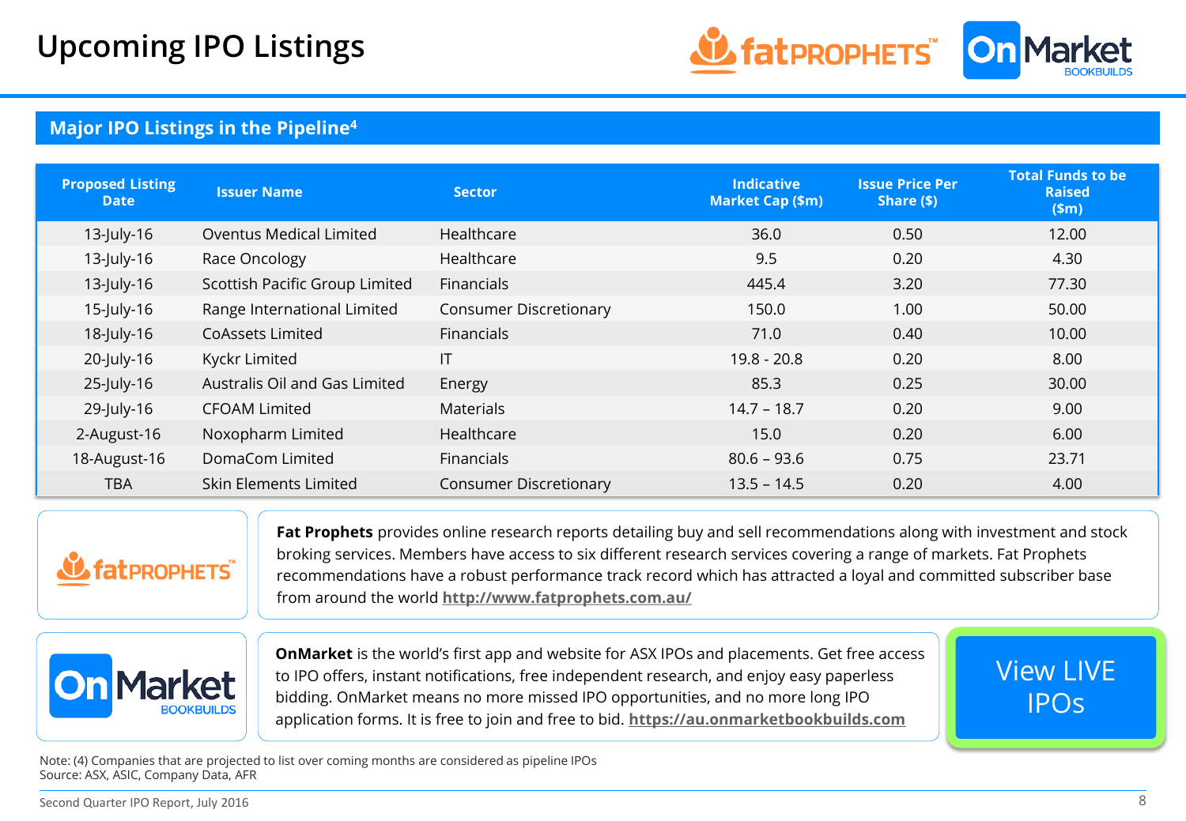# Upcoming IPO Listings

## Major IPO Listings in the Pipeline[4]

| Proposed Listing Date | Issuer Name | Sector | Indicative Market Cap ($m) | Issue Price Per Share ($) | Total Funds to be Raised ($m) |
|---|---|---|---|---|---|
| 13-July-16 | Oventus Medical Limited | Healthcare | 36.0 | 0.50 | 12.00 |
| 13-July-16 | Race Oncology | Healthcare | 9.5 | 0.20 | 4.30 |
| 13-July-16 | Scottish Pacific Group Limited | Financials | 445.4 | 3.20 | 77.30 |
| 15-July-16 | Range International Limited | Consumer Discretionary | 150.0 | 1.00 | 50.00 |
| 18-July-16 | CoAssets Limited | Financials | 71.0 | 0.40 | 10.00 |
| 20-July-16 | Kyckr Limited | IT | 19.8 - 20.8 | 0.20 | 8.00 |
| 25-July-16 | Australis Oil and Gas Limited | Energy | 85.3 | 0.25 | 30.00 |
| 29-July-16 | CFOAM Limited | Materials | 14.7 – 18.7 | 0.20 | 9.00 |
| 2-August-16 | Noxopharm Limited | Healthcare | 15.0 | 0.20 | 6.00 |
| 18-August-16 | DomaCom Limited | Financials | 80.6 – 93.6 | 0.75 | 23.71 |
| TBA | Skin Elements Limited | Consumer Discretionary | 13.5 – 14.5 | 0.20 | 4.00 |

**Fat Prophets** provides online research reports detailing buy and sell recommendations along with investment and stock broking services. Members have access to six different research services covering a range of markets. Fat Prophets recommendations have a robust performance track record which has attracted a loyal and committed subscriber base from around the world **http://www.fatprophets.com.au/**

**OnMarket** is the world's first app and website for ASX IPOs and placements. Get free access to IPO offers, instant notifications, free independent research, and enjoy easy paperless bidding. OnMarket means no more missed IPO opportunities, and no more long IPO application forms. It is free to join and free to bid. **https://au.onmarketbookbuilds.com**

View LIVE IPOs

Note: (4) Companies that are projected to list over coming months are considered as pipeline IPOs
Source: ASX, ASIC, Company Data, AFR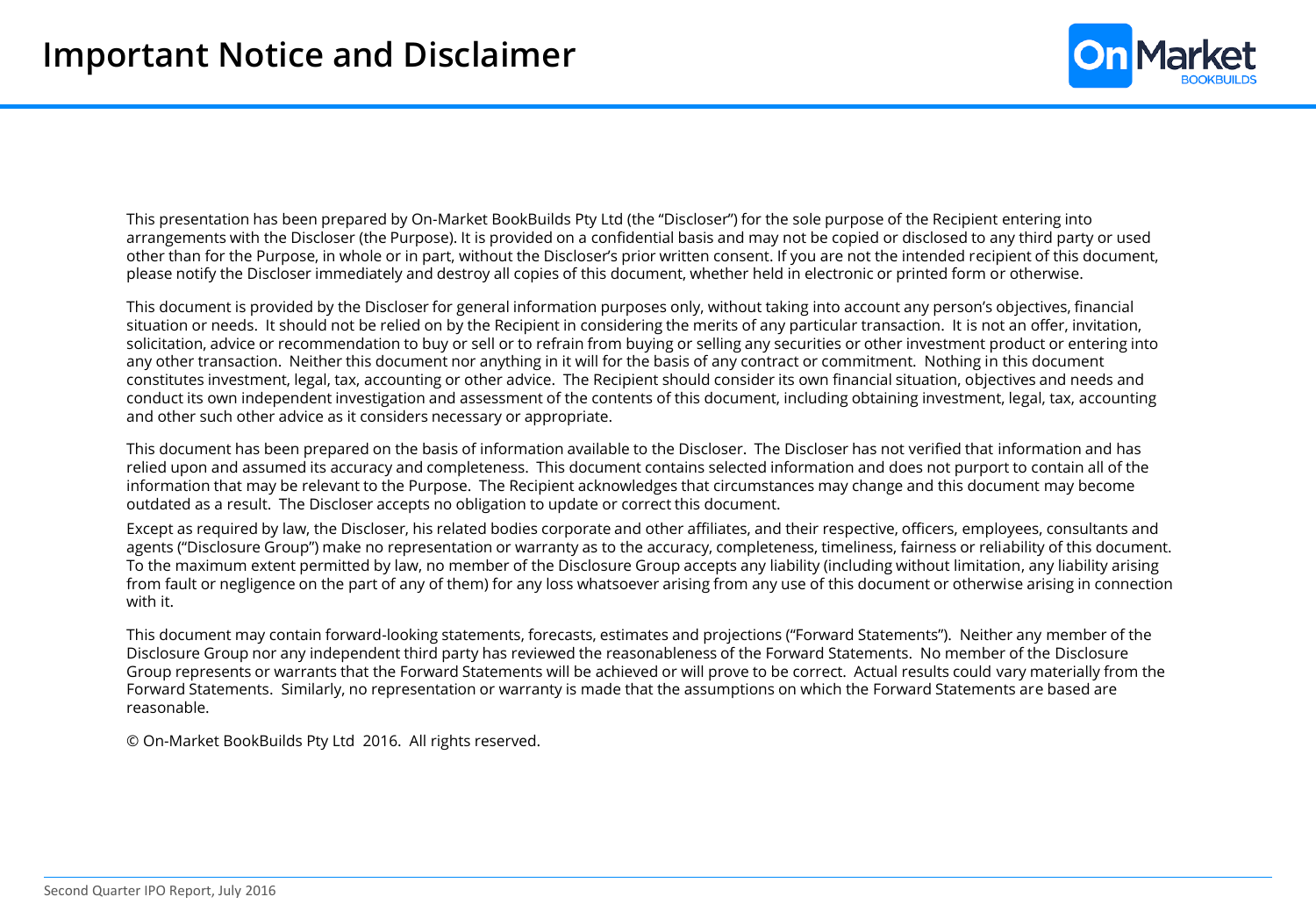# Important Notice and Disclaimer

This presentation has been prepared by On-Market BookBuilds Pty Ltd (the "Discloser") for the sole purpose of the Recipient entering into arrangements with the Discloser (the Purpose). It is provided on a confidential basis and may not be copied or disclosed to any third party or used other than for the Purpose, in whole or in part, without the Discloser's prior written consent. If you are not the intended recipient of this document, please notify the Discloser immediately and destroy all copies of this document, whether held in electronic or printed form or otherwise.

This document is provided by the Discloser for general information purposes only, without taking into account any person's objectives, financial situation or needs. It should not be relied on by the Recipient in considering the merits of any particular transaction. It is not an offer, invitation, solicitation, advice or recommendation to buy or sell or to refrain from buying or selling any securities or other investment product or entering into any other transaction. Neither this document nor anything in it will for the basis of any contract or commitment. Nothing in this document constitutes investment, legal, tax, accounting or other advice. The Recipient should consider its own financial situation, objectives and needs and conduct its own independent investigation and assessment of the contents of this document, including obtaining investment, legal, tax, accounting and other such other advice as it considers necessary or appropriate.

This document has been prepared on the basis of information available to the Discloser. The Discloser has not verified that information and has relied upon and assumed its accuracy and completeness. This document contains selected information and does not purport to contain all of the information that may be relevant to the Purpose. The Recipient acknowledges that circumstances may change and this document may become outdated as a result. The Discloser accepts no obligation to update or correct this document.

Except as required by law, the Discloser, his related bodies corporate and other affiliates, and their respective, officers, employees, consultants and agents ("Disclosure Group") make no representation or warranty as to the accuracy, completeness, timeliness, fairness or reliability of this document. To the maximum extent permitted by law, no member of the Disclosure Group accepts any liability (including without limitation, any liability arising from fault or negligence on the part of any of them) for any loss whatsoever arising from any use of this document or otherwise arising in connection with it.

This document may contain forward-looking statements, forecasts, estimates and projections ("Forward Statements"). Neither any member of the Disclosure Group nor any independent third party has reviewed the reasonableness of the Forward Statements. No member of the Disclosure Group represents or warrants that the Forward Statements will be achieved or will prove to be correct. Actual results could vary materially from the Forward Statements. Similarly, no representation or warranty is made that the assumptions on which the Forward Statements are based are reasonable.

© On-Market BookBuilds Pty Ltd 2016. All rights reserved.